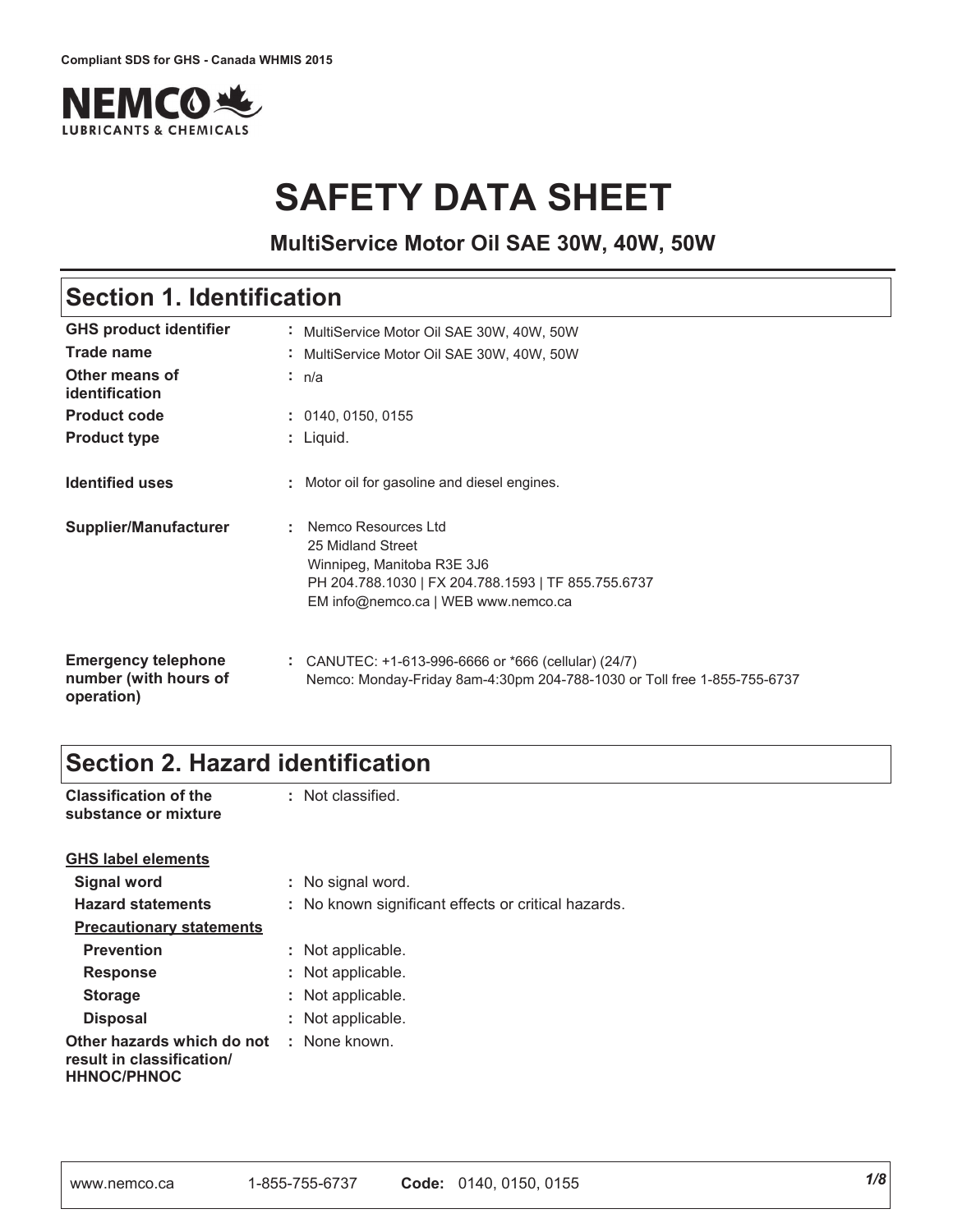Compliant SDS for GHS - Canada WHMIS 2015

NEMCO LUBRICANTS & CHEMICALS

# SAFETY DATA SHEET

**MultiService Motor Oil SAE 30W, 40W, 50W**

## Section 1. Identification

| | |
|---|---|
| **GHS product identifier** | : MultiService Motor Oil SAE 30W, 40W, 50W |
| **Trade name** | : MultiService Motor Oil SAE 30W, 40W, 50W |
| **Other means of identification** | : n/a |
| **Product code** | : 0140, 0150, 0155 |
| **Product type** | : Liquid. |
| **Identified uses** | : Motor oil for gasoline and diesel engines. |
| **Supplier/Manufacturer** | : Nemco Resources Ltd<br>25 Midland Street<br>Winnipeg, Manitoba R3E 3J6<br>PH 204.788.1030 \| FX 204.788.1593 \| TF 855.755.6737<br>EM info@nemco.ca \| WEB www.nemco.ca |
| **Emergency telephone number (with hours of operation)** | : CANUTEC: +1-613-996-6666 or *666 (cellular) (24/7)<br>Nemco: Monday-Friday 8am-4:30pm 204-788-1030 or Toll free 1-855-755-6737 |

## Section 2. Hazard identification

**Classification of the substance or mixture** : Not classified.

**GHS label elements**

| | |
|---|---|
| **Signal word** | : No signal word. |
| **Hazard statements** | : No known significant effects or critical hazards. |

**Precautionary statements**

| | |
|---|---|
| **Prevention** | : Not applicable. |
| **Response** | : Not applicable. |
| **Storage** | : Not applicable. |
| **Disposal** | : Not applicable. |
| **Other hazards which do not result in classification/ HHNOC/PHNOC** | : None known. |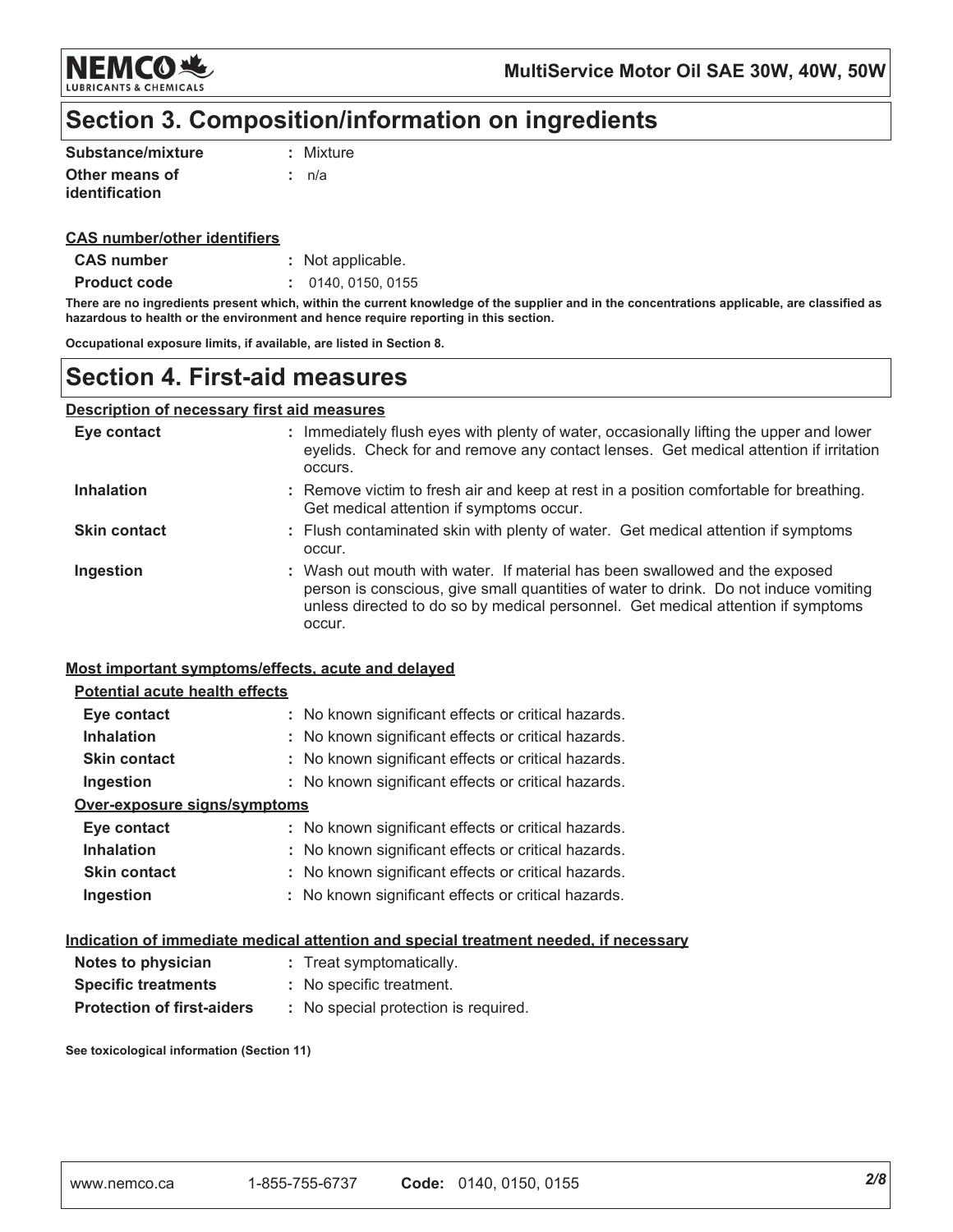## Section 3. Composition/information on ingredients

| | |
|---|---|
| **Substance/mixture** | : Mixture |
| **Other means of identification** | : n/a |

**CAS number/other identifiers**

| | |
|---|---|
| **CAS number** | : Not applicable. |
| **Product code** | : 0140, 0150, 0155 |

**There are no ingredients present which, within the current knowledge of the supplier and in the concentrations applicable, are classified as hazardous to health or the environment and hence require reporting in this section.**

**Occupational exposure limits, if available, are listed in Section 8.**

## Section 4. First-aid measures

**Description of necessary first aid measures**

| | |
|---|---|
| **Eye contact** | : Immediately flush eyes with plenty of water, occasionally lifting the upper and lower eyelids. Check for and remove any contact lenses. Get medical attention if irritation occurs. |
| **Inhalation** | : Remove victim to fresh air and keep at rest in a position comfortable for breathing. Get medical attention if symptoms occur. |
| **Skin contact** | : Flush contaminated skin with plenty of water. Get medical attention if symptoms occur. |
| **Ingestion** | : Wash out mouth with water. If material has been swallowed and the exposed person is conscious, give small quantities of water to drink. Do not induce vomiting unless directed to do so by medical personnel. Get medical attention if symptoms occur. |

**Most important symptoms/effects, acute and delayed**

**Potential acute health effects**

| | |
|---|---|
| **Eye contact** | : No known significant effects or critical hazards. |
| **Inhalation** | : No known significant effects or critical hazards. |
| **Skin contact** | : No known significant effects or critical hazards. |
| **Ingestion** | : No known significant effects or critical hazards. |

**Over-exposure signs/symptoms**

| | |
|---|---|
| **Eye contact** | : No known significant effects or critical hazards. |
| **Inhalation** | : No known significant effects or critical hazards. |
| **Skin contact** | : No known significant effects or critical hazards. |
| **Ingestion** | : No known significant effects or critical hazards. |

**Indication of immediate medical attention and special treatment needed, if necessary**

| | |
|---|---|
| **Notes to physician** | : Treat symptomatically. |
| **Specific treatments** | : No specific treatment. |
| **Protection of first-aiders** | : No special protection is required. |

**See toxicological information (Section 11)**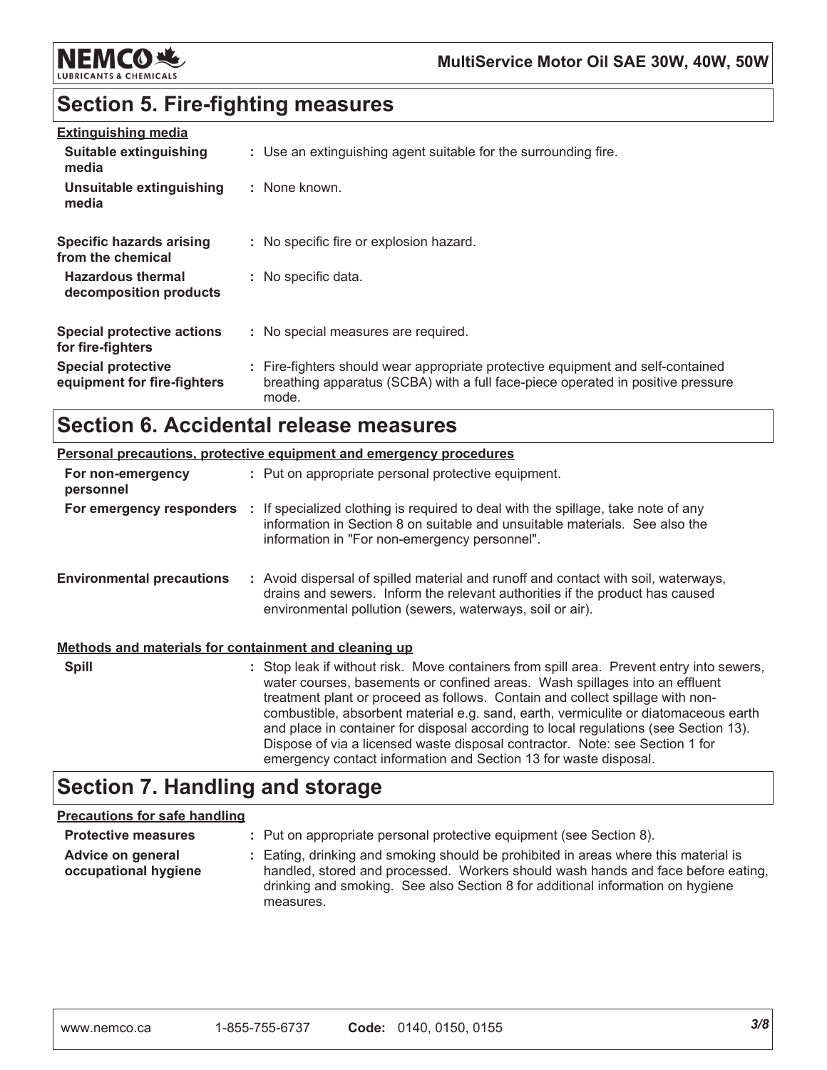## Section 5. Fire-fighting measures

**Extinguishing media**

| | |
|---|---|
| **Suitable extinguishing media** | : Use an extinguishing agent suitable for the surrounding fire. |
| **Unsuitable extinguishing media** | : None known. |
| **Specific hazards arising from the chemical** | : No specific fire or explosion hazard. |
| **Hazardous thermal decomposition products** | : No specific data. |
| **Special protective actions for fire-fighters** | : No special measures are required. |
| **Special protective equipment for fire-fighters** | : Fire-fighters should wear appropriate protective equipment and self-contained breathing apparatus (SCBA) with a full face-piece operated in positive pressure mode. |

## Section 6. Accidental release measures

**Personal precautions, protective equipment and emergency procedures**

| | |
|---|---|
| **For non-emergency personnel** | : Put on appropriate personal protective equipment. |
| **For emergency responders** | : If specialized clothing is required to deal with the spillage, take note of any information in Section 8 on suitable and unsuitable materials. See also the information in "For non-emergency personnel". |
| **Environmental precautions** | : Avoid dispersal of spilled material and runoff and contact with soil, waterways, drains and sewers. Inform the relevant authorities if the product has caused environmental pollution (sewers, waterways, soil or air). |

**Methods and materials for containment and cleaning up**

| | |
|---|---|
| **Spill** | : Stop leak if without risk. Move containers from spill area. Prevent entry into sewers, water courses, basements or confined areas. Wash spillages into an effluent treatment plant or proceed as follows. Contain and collect spillage with non-combustible, absorbent material e.g. sand, earth, vermiculite or diatomaceous earth and place in container for disposal according to local regulations (see Section 13). Dispose of via a licensed waste disposal contractor. Note: see Section 1 for emergency contact information and Section 13 for waste disposal. |

## Section 7. Handling and storage

**Precautions for safe handling**

| | |
|---|---|
| **Protective measures** | : Put on appropriate personal protective equipment (see Section 8). |
| **Advice on general occupational hygiene** | : Eating, drinking and smoking should be prohibited in areas where this material is handled, stored and processed. Workers should wash hands and face before eating, drinking and smoking. See also Section 8 for additional information on hygiene measures. |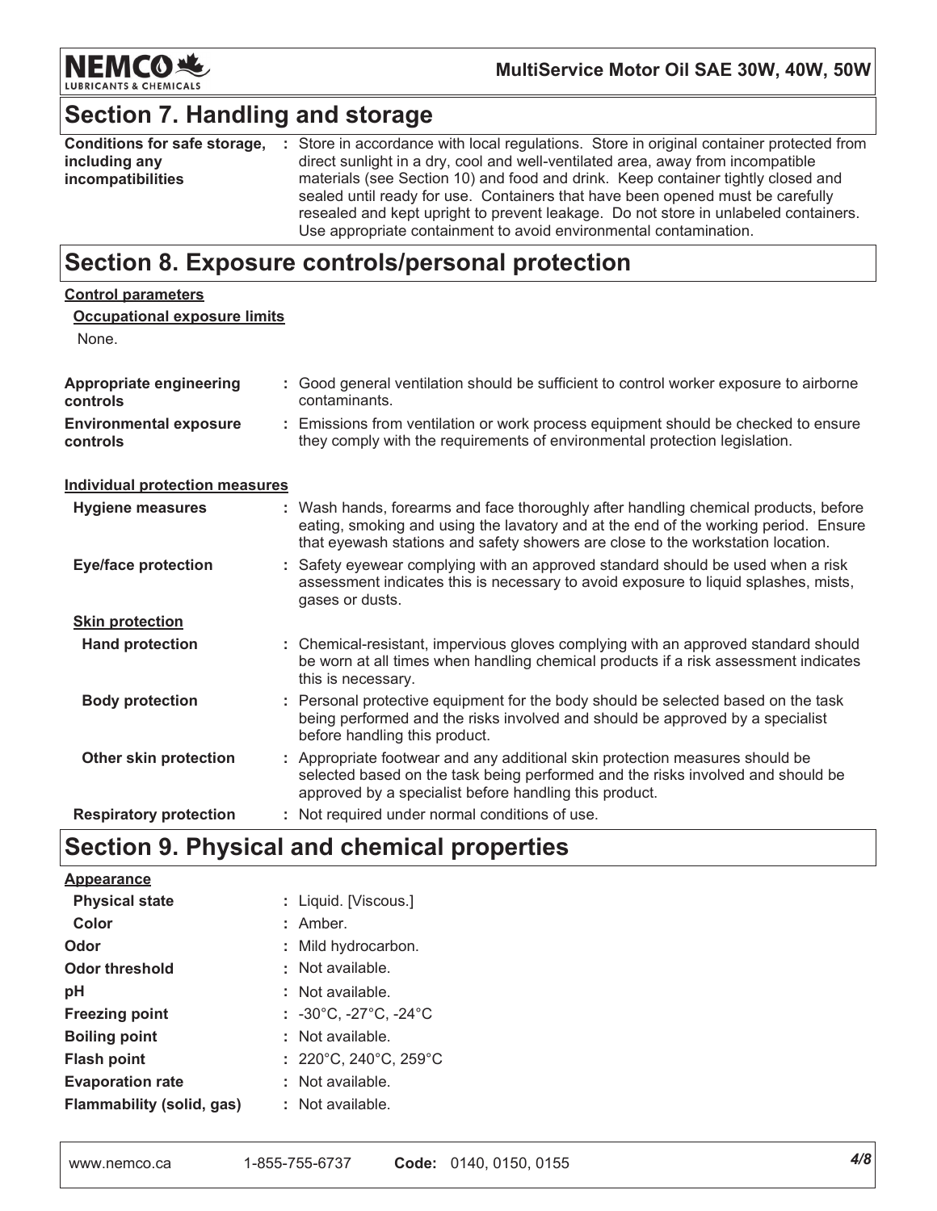## Section 7. Handling and storage

| | |
|---|---|
| **Conditions for safe storage, including any incompatibilities** | : Store in accordance with local regulations. Store in original container protected from direct sunlight in a dry, cool and well-ventilated area, away from incompatible materials (see Section 10) and food and drink. Keep container tightly closed and sealed until ready for use. Containers that have been opened must be carefully resealed and kept upright to prevent leakage. Do not store in unlabeled containers. Use appropriate containment to avoid environmental contamination. |

## Section 8. Exposure controls/personal protection

**Control parameters**

**Occupational exposure limits**

None.

| | |
|---|---|
| **Appropriate engineering controls** | : Good general ventilation should be sufficient to control worker exposure to airborne contaminants. |
| **Environmental exposure controls** | : Emissions from ventilation or work process equipment should be checked to ensure they comply with the requirements of environmental protection legislation. |

**Individual protection measures**

| | |
|---|---|
| **Hygiene measures** | : Wash hands, forearms and face thoroughly after handling chemical products, before eating, smoking and using the lavatory and at the end of the working period. Ensure that eyewash stations and safety showers are close to the workstation location. |
| **Eye/face protection** | : Safety eyewear complying with an approved standard should be used when a risk assessment indicates this is necessary to avoid exposure to liquid splashes, mists, gases or dusts. |
| **Skin protection** | |
| **Hand protection** | : Chemical-resistant, impervious gloves complying with an approved standard should be worn at all times when handling chemical products if a risk assessment indicates this is necessary. |
| **Body protection** | : Personal protective equipment for the body should be selected based on the task being performed and the risks involved and should be approved by a specialist before handling this product. |
| **Other skin protection** | : Appropriate footwear and any additional skin protection measures should be selected based on the task being performed and the risks involved and should be approved by a specialist before handling this product. |
| **Respiratory protection** | : Not required under normal conditions of use. |

## Section 9. Physical and chemical properties

**Appearance**

| | |
|---|---|
| **Physical state** | : Liquid. [Viscous.] |
| **Color** | : Amber. |
| **Odor** | : Mild hydrocarbon. |
| **Odor threshold** | : Not available. |
| **pH** | : Not available. |
| **Freezing point** | : -30°C, -27°C, -24°C |
| **Boiling point** | : Not available. |
| **Flash point** | : 220°C, 240°C, 259°C |
| **Evaporation rate** | : Not available. |
| **Flammability (solid, gas)** | : Not available. |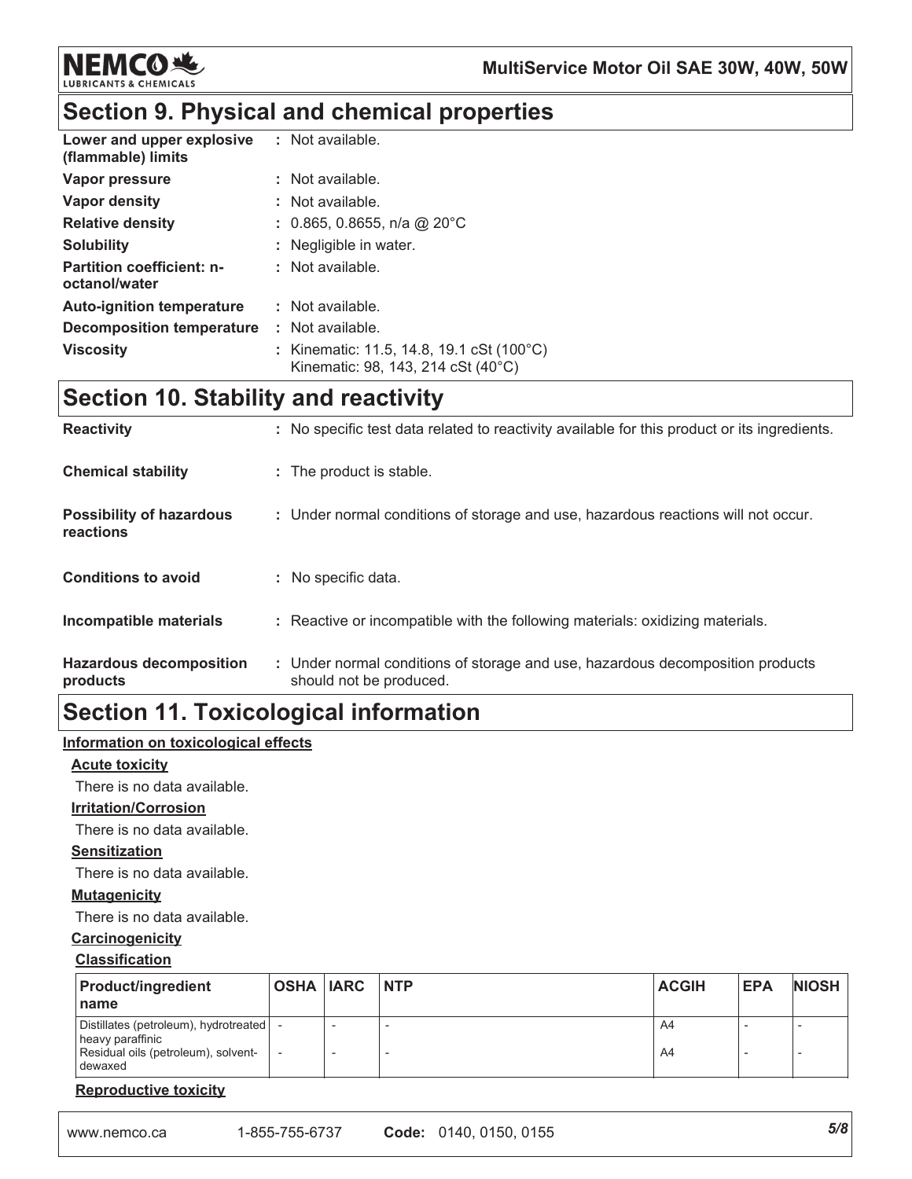## Section 9. Physical and chemical properties

| | |
|---|---|
| **Lower and upper explosive (flammable) limits** | : Not available. |
| **Vapor pressure** | : Not available. |
| **Vapor density** | : Not available. |
| **Relative density** | : 0.865, 0.8655, n/a @ 20°C |
| **Solubility** | : Negligible in water. |
| **Partition coefficient: n-octanol/water** | : Not available. |
| **Auto-ignition temperature** | : Not available. |
| **Decomposition temperature** | : Not available. |
| **Viscosity** | : Kinematic: 11.5, 14.8, 19.1 cSt (100°C)<br>Kinematic: 98, 143, 214 cSt (40°C) |

## Section 10. Stability and reactivity

| | |
|---|---|
| **Reactivity** | : No specific test data related to reactivity available for this product or its ingredients. |
| **Chemical stability** | : The product is stable. |
| **Possibility of hazardous reactions** | : Under normal conditions of storage and use, hazardous reactions will not occur. |
| **Conditions to avoid** | : No specific data. |
| **Incompatible materials** | : Reactive or incompatible with the following materials: oxidizing materials. |
| **Hazardous decomposition products** | : Under normal conditions of storage and use, hazardous decomposition products should not be produced. |

## Section 11. Toxicological information

**Information on toxicological effects**

**Acute toxicity**

There is no data available.

**Irritation/Corrosion**

There is no data available.

**Sensitization**

There is no data available.

**Mutagenicity**

There is no data available.

**Carcinogenicity**

**Classification**

| Product/ingredient name | OSHA | IARC | NTP | ACGIH | EPA | NIOSH |
|---|---|---|---|---|---|---|
| Distillates (petroleum), hydrotreated heavy paraffinic | - | - | - | A4 | - | - |
| Residual oils (petroleum), solvent-dewaxed | - | - | - | A4 | - | - |

**Reproductive toxicity**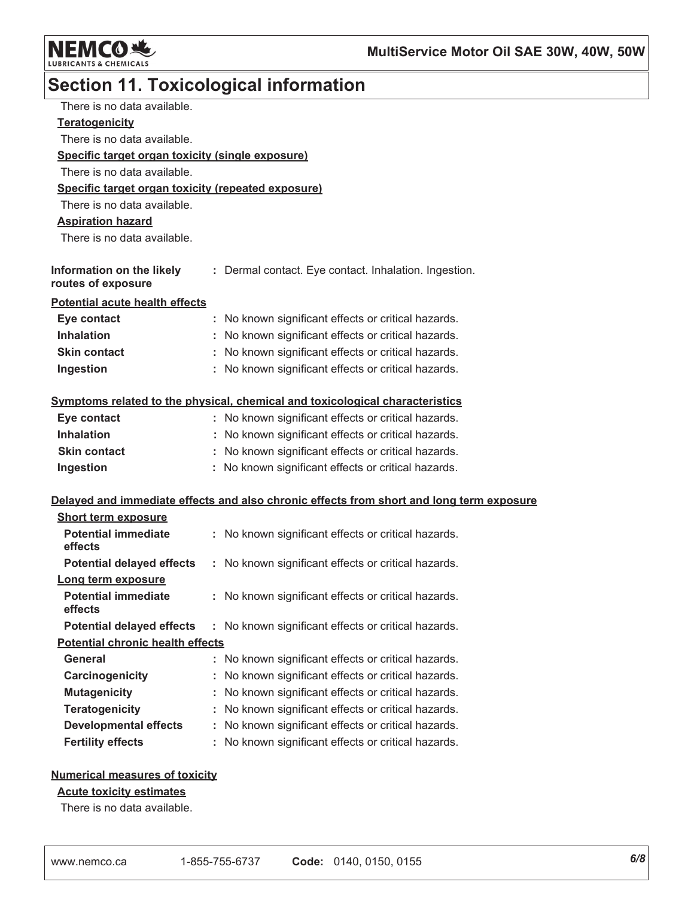## Section 11. Toxicological information

There is no data available.

**Teratogenicity**

There is no data available.

**Specific target organ toxicity (single exposure)**

There is no data available.

**Specific target organ toxicity (repeated exposure)**

There is no data available.

**Aspiration hazard**

There is no data available.

**Information on the likely routes of exposure** : Dermal contact. Eye contact. Inhalation. Ingestion.

**Potential acute health effects**

| | |
|---|---|
| **Eye contact** | : No known significant effects or critical hazards. |
| **Inhalation** | : No known significant effects or critical hazards. |
| **Skin contact** | : No known significant effects or critical hazards. |
| **Ingestion** | : No known significant effects or critical hazards. |

**Symptoms related to the physical, chemical and toxicological characteristics**

| | |
|---|---|
| **Eye contact** | : No known significant effects or critical hazards. |
| **Inhalation** | : No known significant effects or critical hazards. |
| **Skin contact** | : No known significant effects or critical hazards. |
| **Ingestion** | : No known significant effects or critical hazards. |

**Delayed and immediate effects and also chronic effects from short and long term exposure**

**Short term exposure**

| | |
|---|---|
| **Potential immediate effects** | : No known significant effects or critical hazards. |
| **Potential delayed effects** | : No known significant effects or critical hazards. |

**Long term exposure**

| | |
|---|---|
| **Potential immediate effects** | : No known significant effects or critical hazards. |
| **Potential delayed effects** | : No known significant effects or critical hazards. |

**Potential chronic health effects**

| | |
|---|---|
| **General** | : No known significant effects or critical hazards. |
| **Carcinogenicity** | : No known significant effects or critical hazards. |
| **Mutagenicity** | : No known significant effects or critical hazards. |
| **Teratogenicity** | : No known significant effects or critical hazards. |
| **Developmental effects** | : No known significant effects or critical hazards. |
| **Fertility effects** | : No known significant effects or critical hazards. |

**Numerical measures of toxicity**

**Acute toxicity estimates**

There is no data available.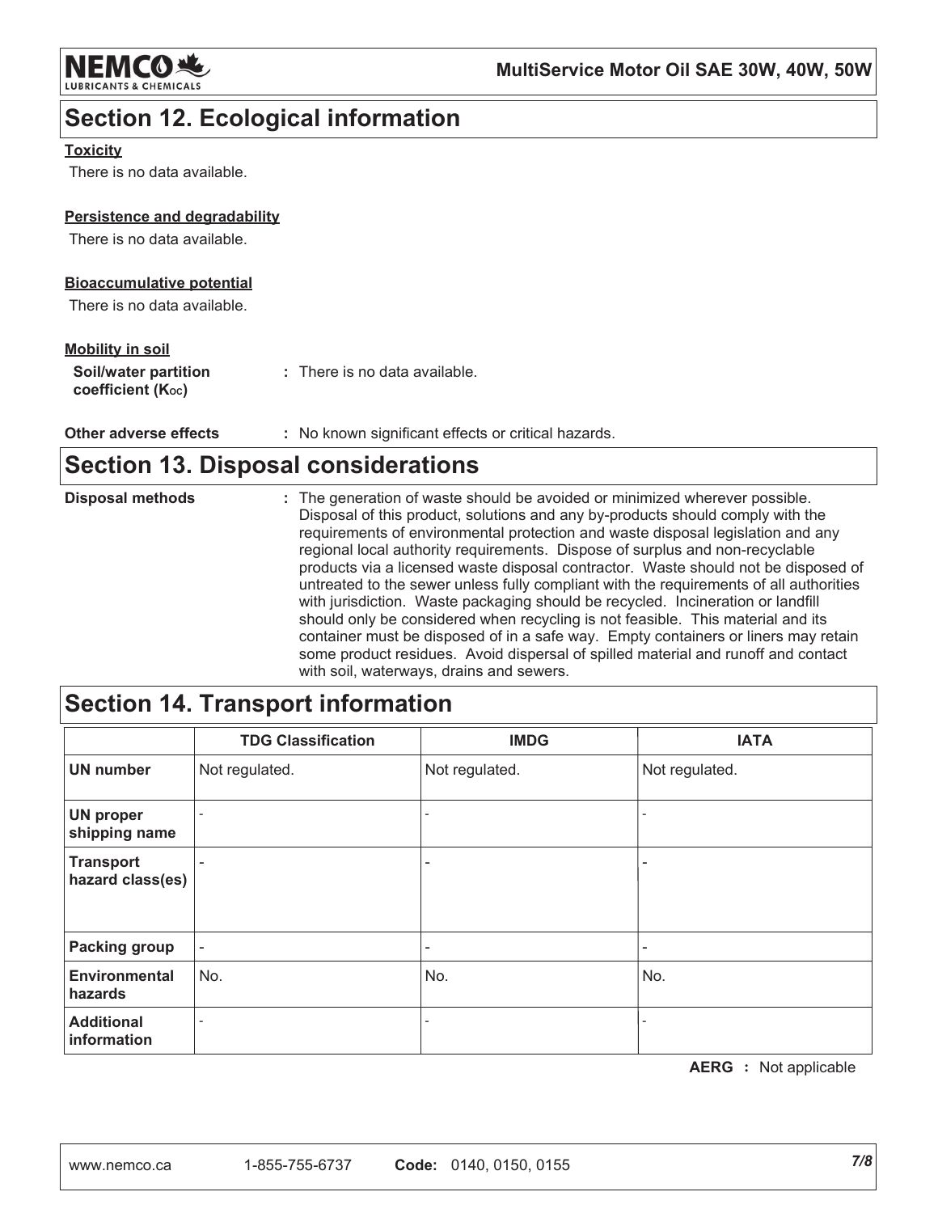## Section 12. Ecological information

**Toxicity**

There is no data available.

**Persistence and degradability**

There is no data available.

**Bioaccumulative potential**

There is no data available.

**Mobility in soil**

**Soil/water partition coefficient ($K_{OC}$)** : There is no data available.

**Other adverse effects** : No known significant effects or critical hazards.

## Section 13. Disposal considerations

**Disposal methods** : The generation of waste should be avoided or minimized wherever possible. Disposal of this product, solutions and any by-products should comply with the requirements of environmental protection and waste disposal legislation and any regional local authority requirements. Dispose of surplus and non-recyclable products via a licensed waste disposal contractor. Waste should not be disposed of untreated to the sewer unless fully compliant with the requirements of all authorities with jurisdiction. Waste packaging should be recycled. Incineration or landfill should only be considered when recycling is not feasible. This material and its container must be disposed of in a safe way. Empty containers or liners may retain some product residues. Avoid dispersal of spilled material and runoff and contact with soil, waterways, drains and sewers.

## Section 14. Transport information

| | TDG Classification | IMDG | IATA |
|---|---|---|---|
| **UN number** | Not regulated. | Not regulated. | Not regulated. |
| **UN proper shipping name** | - | - | - |
| **Transport hazard class(es)** | - | - | - |
| **Packing group** | - | - | - |
| **Environmental hazards** | No. | No. | No. |
| **Additional information** | - | - | - |

**AERG** : Not applicable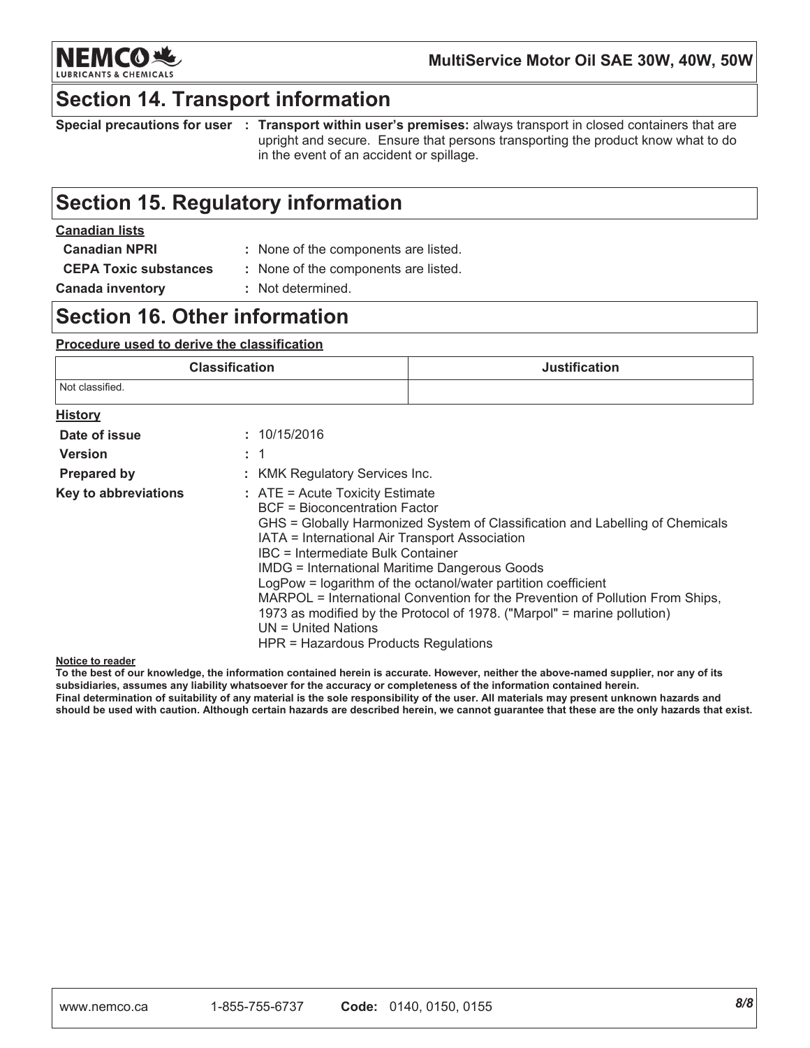## Section 14. Transport information

**Special precautions for user** : **Transport within user's premises:** always transport in closed containers that are upright and secure. Ensure that persons transporting the product know what to do in the event of an accident or spillage.

## Section 15. Regulatory information

**Canadian lists**

**Canadian NPRI** : None of the components are listed.

**CEPA Toxic substances** : None of the components are listed.

**Canada inventory** : Not determined.

## Section 16. Other information

**Procedure used to derive the classification**

| Classification | Justification |
|---|---|
| Not classified. | |

**History**

**Date of issue** : 10/15/2016

**Version** : 1

**Prepared by** : KMK Regulatory Services Inc.

**Key to abbreviations** : ATE = Acute Toxicity Estimate
BCF = Bioconcentration Factor
GHS = Globally Harmonized System of Classification and Labelling of Chemicals
IATA = International Air Transport Association
IBC = Intermediate Bulk Container
IMDG = International Maritime Dangerous Goods
LogPow = logarithm of the octanol/water partition coefficient
MARPOL = International Convention for the Prevention of Pollution From Ships, 1973 as modified by the Protocol of 1978. ("Marpol" = marine pollution)
UN = United Nations
HPR = Hazardous Products Regulations

**Notice to reader**

**To the best of our knowledge, the information contained herein is accurate. However, neither the above-named supplier, nor any of its subsidiaries, assumes any liability whatsoever for the accuracy or completeness of the information contained herein.**
**Final determination of suitability of any material is the sole responsibility of the user. All materials may present unknown hazards and should be used with caution. Although certain hazards are described herein, we cannot guarantee that these are the only hazards that exist.**